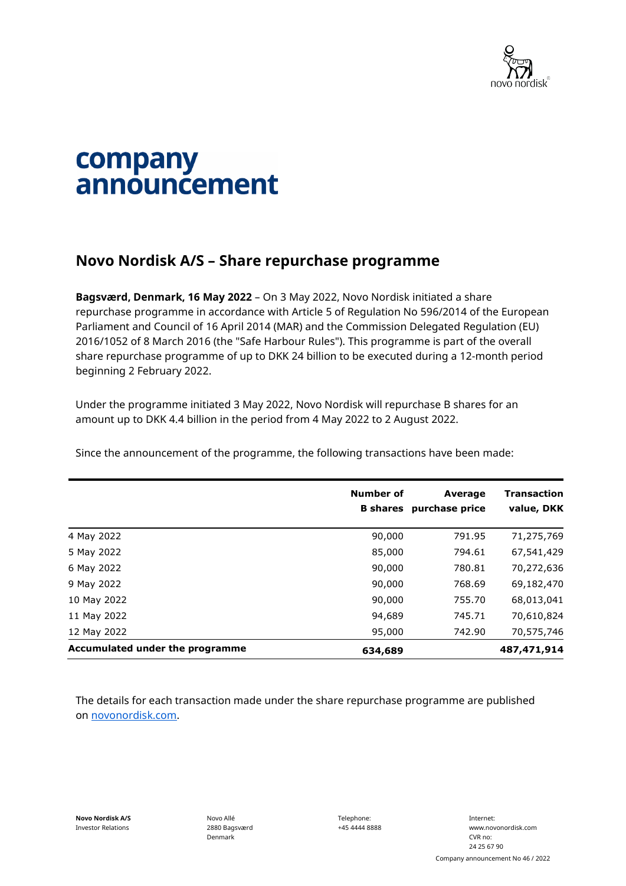# company announcement

## Novo Nordisk A/S – Share repurchase programme

**Bagsværd, Denmark, 16 May 2022** – On 3 May 2022, Novo Nordisk initiated a share repurchase programme in accordance with Article 5 of Regulation No 596/2014 of the European Parliament and Council of 16 April 2014 (MAR) and the Commission Delegated Regulation (EU) 2016/1052 of 8 March 2016 (the "Safe Harbour Rules"). This programme is part of the overall share repurchase programme of up to DKK 24 billion to be executed during a 12-month period beginning 2 February 2022.

Under the programme initiated 3 May 2022, Novo Nordisk will repurchase B shares for an amount up to DKK 4.4 billion in the period from 4 May 2022 to 2 August 2022.

Since the announcement of the programme, the following transactions have been made:

| | Number of B shares | Average purchase price | Transaction value, DKK |
|---|---|---|---|
| 4 May 2022 | 90,000 | 791.95 | 71,275,769 |
| 5 May 2022 | 85,000 | 794.61 | 67,541,429 |
| 6 May 2022 | 90,000 | 780.81 | 70,272,636 |
| 9 May 2022 | 90,000 | 768.69 | 69,182,470 |
| 10 May 2022 | 90,000 | 755.70 | 68,013,041 |
| 11 May 2022 | 94,689 | 745.71 | 70,610,824 |
| 12 May 2022 | 95,000 | 742.90 | 70,575,746 |
| **Accumulated under the programme** | **634,689** | | **487,471,914** |

The details for each transaction made under the share repurchase programme are published on novonordisk.com.

**Novo Nordisk A/S**
Investor Relations

Novo Allé
2880 Bagsværd
Denmark

Telephone:
+45 4444 8888

Internet:
www.novonordisk.com
CVR no:
24 25 67 90

Company announcement No 46 / 2022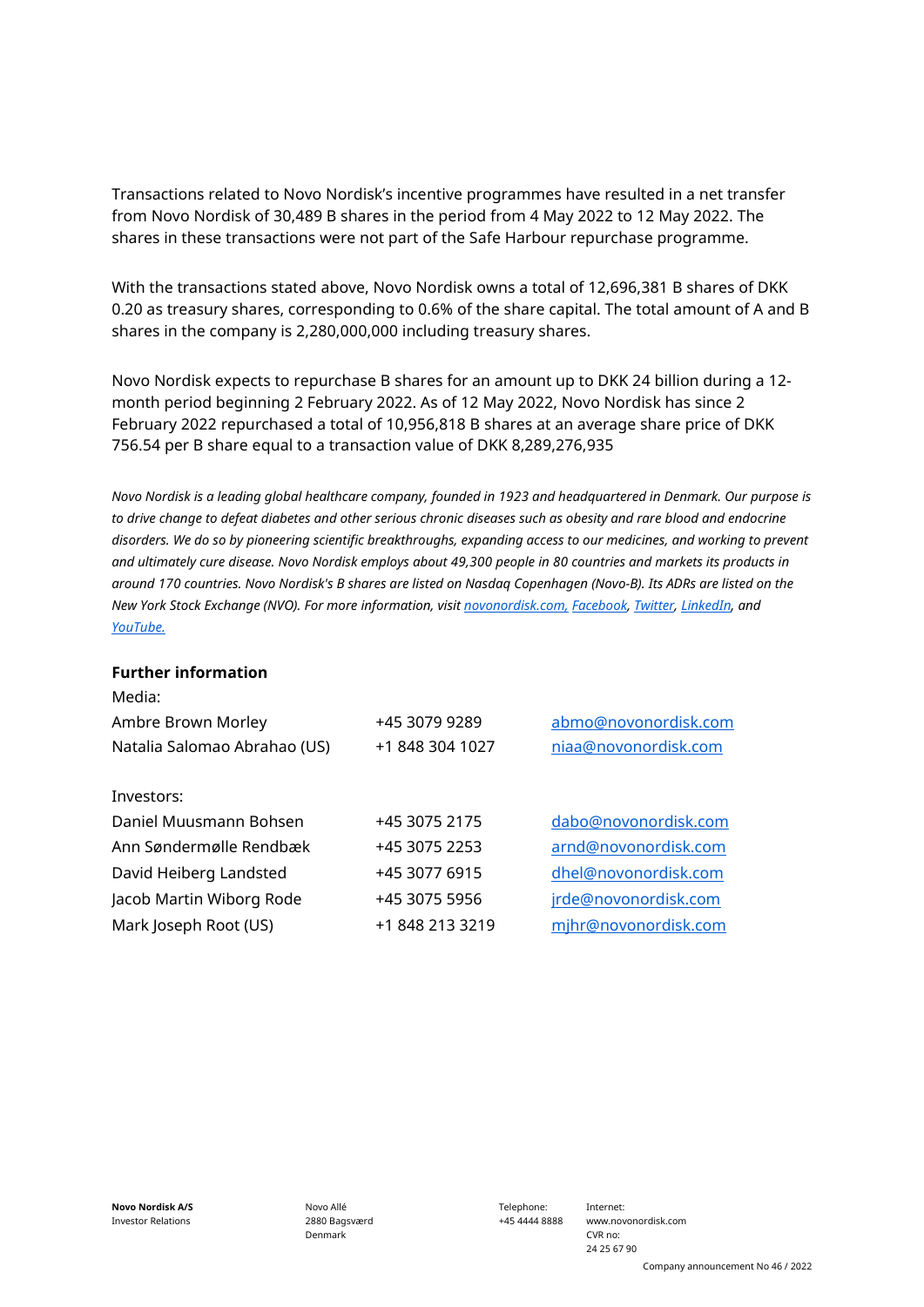Transactions related to Novo Nordisk's incentive programmes have resulted in a net transfer from Novo Nordisk of 30,489 B shares in the period from 4 May 2022 to 12 May 2022. The shares in these transactions were not part of the Safe Harbour repurchase programme.

With the transactions stated above, Novo Nordisk owns a total of 12,696,381 B shares of DKK 0.20 as treasury shares, corresponding to 0.6% of the share capital. The total amount of A and B shares in the company is 2,280,000,000 including treasury shares.

Novo Nordisk expects to repurchase B shares for an amount up to DKK 24 billion during a 12-month period beginning 2 February 2022. As of 12 May 2022, Novo Nordisk has since 2 February 2022 repurchased a total of 10,956,818 B shares at an average share price of DKK 756.54 per B share equal to a transaction value of DKK 8,289,276,935

*Novo Nordisk is a leading global healthcare company, founded in 1923 and headquartered in Denmark. Our purpose is to drive change to defeat diabetes and other serious chronic diseases such as obesity and rare blood and endocrine disorders. We do so by pioneering scientific breakthroughs, expanding access to our medicines, and working to prevent and ultimately cure disease. Novo Nordisk employs about 49,300 people in 80 countries and markets its products in around 170 countries. Novo Nordisk's B shares are listed on Nasdaq Copenhagen (Novo-B). Its ADRs are listed on the New York Stock Exchange (NVO). For more information, visit novonordisk.com, Facebook, Twitter, LinkedIn, and YouTube.*

**Further information**

| | | |
|---|---|---|
| Media: | | |
| Ambre Brown Morley | +45 3079 9289 | abmo@novonordisk.com |
| Natalia Salomao Abrahao (US) | +1 848 304 1027 | niaa@novonordisk.com |
| | | |
| Investors: | | |
| Daniel Muusmann Bohsen | +45 3075 2175 | dabo@novonordisk.com |
| Ann Søndermølle Rendbæk | +45 3075 2253 | arnd@novonordisk.com |
| David Heiberg Landsted | +45 3077 6915 | dhel@novonordisk.com |
| Jacob Martin Wiborg Rode | +45 3075 5956 | jrde@novonordisk.com |
| Mark Joseph Root (US) | +1 848 213 3219 | mjhr@novonordisk.com |

**Novo Nordisk A/S**
Investor Relations

Novo Allé
2880 Bagsværd
Denmark

Telephone:
+45 4444 8888

Internet:
www.novonordisk.com
CVR no:
24 25 67 90

Company announcement No 46 / 2022